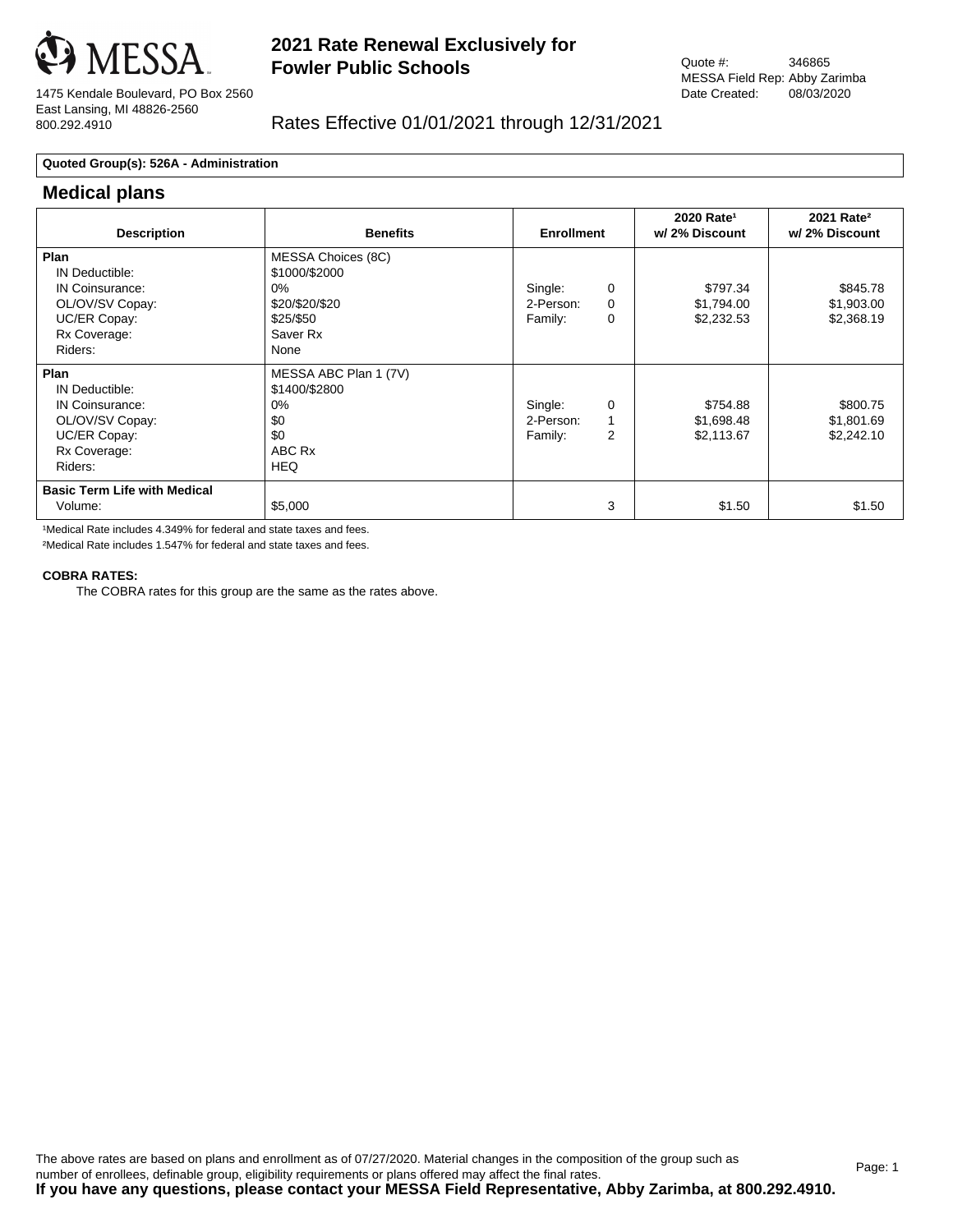MESSA

1475 Kendale Boulevard, PO Box 2560
East Lansing, MI 48826-2560
800.292.4910

# 2021 Rate Renewal Exclusively for Fowler Public Schools

Quote #: 346865
MESSA Field Rep: Abby Zarimba
Date Created: 08/03/2020

Rates Effective 01/01/2021 through 12/31/2021

**Quoted Group(s): 526A - Administration**

## Medical plans

| Description | Benefits | Enrollment | | 2020 Rate[1] w/ 2% Discount | 2021 Rate[2] w/ 2% Discount |
|---|---|---|---|---|---|
| **Plan** | MESSA Choices (8C) | | | | |
| IN Deductible: | $1000/$2000 | | | | |
| IN Coinsurance: | 0% | Single: | 0 | $797.34 | $845.78 |
| OL/OV/SV Copay: | $20/$20/$20 | 2-Person: | 0 | $1,794.00 | $1,903.00 |
| UC/ER Copay: | $25/$50 | Family: | 0 | $2,232.53 | $2,368.19 |
| Rx Coverage: | Saver Rx | | | | |
| Riders: | None | | | | |
| **Plan** | MESSA ABC Plan 1 (7V) | | | | |
| IN Deductible: | $1400/$2800 | | | | |
| IN Coinsurance: | 0% | Single: | 0 | $754.88 | $800.75 |
| OL/OV/SV Copay: | $0 | 2-Person: | 1 | $1,698.48 | $1,801.69 |
| UC/ER Copay: | $0 | Family: | 2 | $2,113.67 | $2,242.10 |
| Rx Coverage: | ABC Rx | | | | |
| Riders: | HEQ | | | | |
| **Basic Term Life with Medical** | | | | | |
| Volume: | $5,000 | | 3 | $1.50 | $1.50 |

[1]Medical Rate includes 4.349% for federal and state taxes and fees.

[2]Medical Rate includes 1.547% for federal and state taxes and fees.

**COBRA RATES:**

The COBRA rates for this group are the same as the rates above.

The above rates are based on plans and enrollment as of 07/27/2020. Material changes in the composition of the group such as number of enrollees, definable group, eligibility requirements or plans offered may affect the final rates.

**If you have any questions, please contact your MESSA Field Representative, Abby Zarimba, at 800.292.4910.**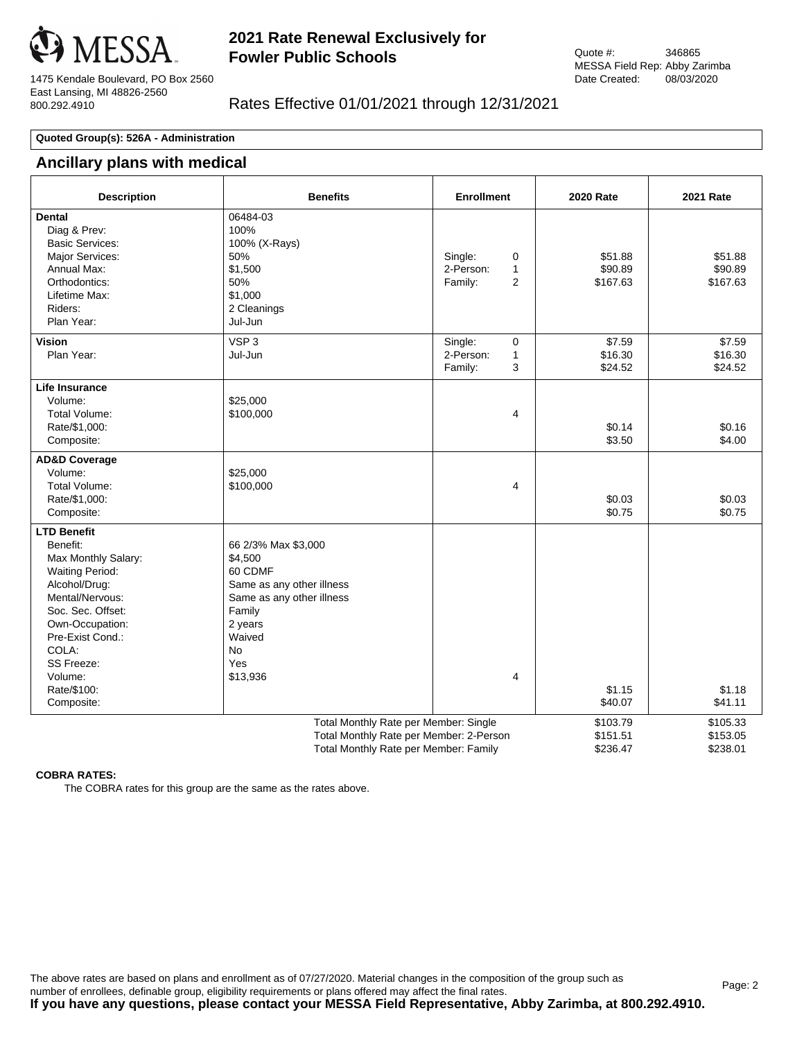MESSA

1475 Kendale Boulevard, PO Box 2560
East Lansing, MI 48826-2560
800.292.4910

## 2021 Rate Renewal Exclusively for Fowler Public Schools

Quote #: 346865
MESSA Field Rep: Abby Zarimba
Date Created: 08/03/2020

Rates Effective 01/01/2021 through 12/31/2021

**Quoted Group(s): 526A - Administration**

## Ancillary plans with medical

| Description | Benefits | Enrollment | 2020 Rate | 2021 Rate |
|---|---|---|---|---|
| **Dental** | 06484-03 | | | |
| Diag & Prev: | 100% | | | |
| Basic Services: | 100% (X-Rays) | | | |
| Major Services: | 50% | Single: 0 | $51.88 | $51.88 |
| Annual Max: | $1,500 | 2-Person: 1 | $90.89 | $90.89 |
| Orthodontics: | 50% | Family: 2 | $167.63 | $167.63 |
| Lifetime Max: | $1,000 | | | |
| Riders: | 2 Cleanings | | | |
| Plan Year: | Jul-Jun | | | |
| **Vision** | VSP 3 | Single: 0 | $7.59 | $7.59 |
| Plan Year: | Jul-Jun | 2-Person: 1 | $16.30 | $16.30 |
| | | Family: 3 | $24.52 | $24.52 |
| **Life Insurance** | | | | |
| Volume: | $25,000 | | | |
| Total Volume: | $100,000 | 4 | | |
| Rate/$1,000: | | | $0.14 | $0.16 |
| Composite: | | | $3.50 | $4.00 |
| **AD&D Coverage** | | | | |
| Volume: | $25,000 | | | |
| Total Volume: | $100,000 | 4 | | |
| Rate/$1,000: | | | $0.03 | $0.03 |
| Composite: | | | $0.75 | $0.75 |
| **LTD Benefit** | | | | |
| Benefit: | 66 2/3% Max $3,000 | | | |
| Max Monthly Salary: | $4,500 | | | |
| Waiting Period: | 60 CDMF | | | |
| Alcohol/Drug: | Same as any other illness | | | |
| Mental/Nervous: | Same as any other illness | | | |
| Soc. Sec. Offset: | Family | | | |
| Own-Occupation: | 2 years | | | |
| Pre-Exist Cond.: | Waived | | | |
| COLA: | No | | | |
| SS Freeze: | Yes | | | |
| Volume: | $13,936 | 4 | | |
| Rate/$100: | | | $1.15 | $1.18 |
| Composite: | | | $40.07 | $41.11 |
| | Total Monthly Rate per Member: Single | | $103.79 | $105.33 |
| | Total Monthly Rate per Member: 2-Person | | $151.51 | $153.05 |
| | Total Monthly Rate per Member: Family | | $236.47 | $238.01 |

**COBRA RATES:**

The COBRA rates for this group are the same as the rates above.

The above rates are based on plans and enrollment as of 07/27/2020. Material changes in the composition of the group such as number of enrollees, definable group, eligibility requirements or plans offered may affect the final rates.

**If you have any questions, please contact your MESSA Field Representative, Abby Zarimba, at 800.292.4910.**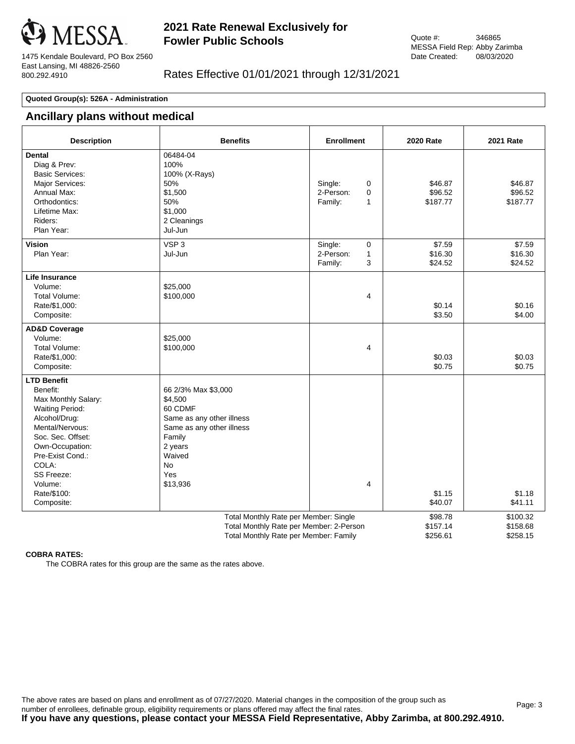MESSA

1475 Kendale Boulevard, PO Box 2560
East Lansing, MI 48826-2560
800.292.4910

# 2021 Rate Renewal Exclusively for Fowler Public Schools

Quote #: 346865
MESSA Field Rep: Abby Zarimba
Date Created: 08/03/2020

Rates Effective 01/01/2021 through 12/31/2021

**Quoted Group(s): 526A - Administration**

## Ancillary plans without medical

| Description | Benefits | Enrollment | 2020 Rate | 2021 Rate |
|---|---|---|---|---|
| **Dental** | 06484-04 | | | |
| Diag & Prev: | 100% | | | |
| Basic Services: | 100% (X-Rays) | | | |
| Major Services: | 50% | Single: 0 | $46.87 | $46.87 |
| Annual Max: | $1,500 | 2-Person: 0 | $96.52 | $96.52 |
| Orthodontics: | 50% | Family: 1 | $187.77 | $187.77 |
| Lifetime Max: | $1,000 | | | |
| Riders: | 2 Cleanings | | | |
| Plan Year: | Jul-Jun | | | |
| **Vision** | VSP 3 | Single: 0 | $7.59 | $7.59 |
| Plan Year: | Jul-Jun | 2-Person: 1 | $16.30 | $16.30 |
| | | Family: 3 | $24.52 | $24.52 |
| **Life Insurance** | | | | |
| Volume: | $25,000 | | | |
| Total Volume: | $100,000 | 4 | | |
| Rate/$1,000: | | | $0.14 | $0.16 |
| Composite: | | | $3.50 | $4.00 |
| **AD&D Coverage** | | | | |
| Volume: | $25,000 | | | |
| Total Volume: | $100,000 | 4 | | |
| Rate/$1,000: | | | $0.03 | $0.03 |
| Composite: | | | $0.75 | $0.75 |
| **LTD Benefit** | | | | |
| Benefit: | 66 2/3% Max $3,000 | | | |
| Max Monthly Salary: | $4,500 | | | |
| Waiting Period: | 60 CDMF | | | |
| Alcohol/Drug: | Same as any other illness | | | |
| Mental/Nervous: | Same as any other illness | | | |
| Soc. Sec. Offset: | Family | | | |
| Own-Occupation: | 2 years | | | |
| Pre-Exist Cond.: | Waived | | | |
| COLA: | No | | | |
| SS Freeze: | Yes | | | |
| Volume: | $13,936 | 4 | | |
| Rate/$100: | | | $1.15 | $1.18 |
| Composite: | | | $40.07 | $41.11 |
| | Total Monthly Rate per Member: Single | | $98.78 | $100.32 |
| | Total Monthly Rate per Member: 2-Person | | $157.14 | $158.68 |
| | Total Monthly Rate per Member: Family | | $256.61 | $258.15 |

**COBRA RATES:**

The COBRA rates for this group are the same as the rates above.

The above rates are based on plans and enrollment as of 07/27/2020. Material changes in the composition of the group such as number of enrollees, definable group, eligibility requirements or plans offered may affect the final rates.

**If you have any questions, please contact your MESSA Field Representative, Abby Zarimba, at 800.292.4910.**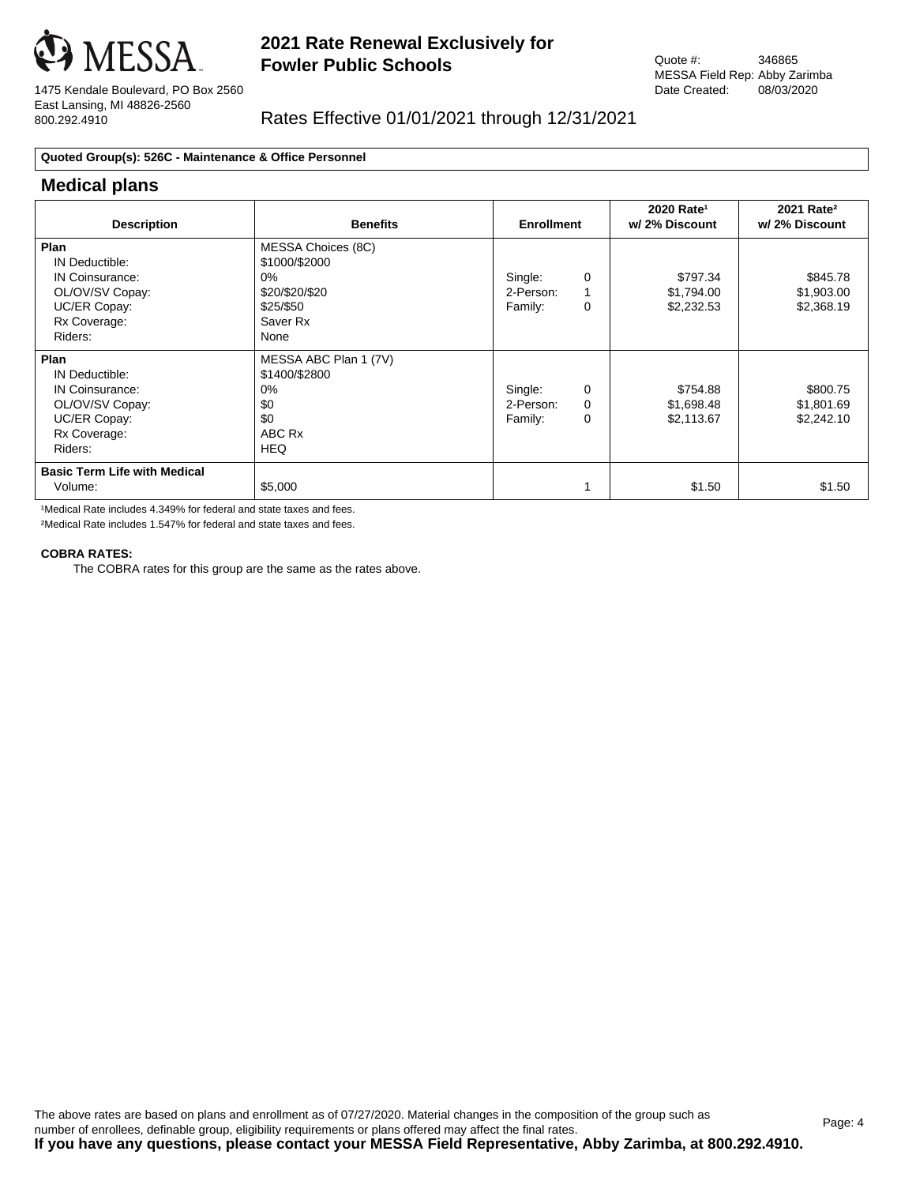MESSA

1475 Kendale Boulevard, PO Box 2560
East Lansing, MI 48826-2560
800.292.4910

# 2021 Rate Renewal Exclusively for Fowler Public Schools

Quote #: 346865
MESSA Field Rep: Abby Zarimba
Date Created: 08/03/2020

Rates Effective 01/01/2021 through 12/31/2021

**Quoted Group(s): 526C - Maintenance & Office Personnel**

## Medical plans

| Description | Benefits | Enrollment | | 2020 Rate[1] w/ 2% Discount | 2021 Rate[2] w/ 2% Discount |
|---|---|---|---|---|---|
| **Plan** | MESSA Choices (8C) | | | | |
| IN Deductible: | $1000/$2000 | | | | |
| IN Coinsurance: | 0% | Single: | 0 | $797.34 | $845.78 |
| OL/OV/SV Copay: | $20/$20/$20 | 2-Person: | 1 | $1,794.00 | $1,903.00 |
| UC/ER Copay: | $25/$50 | Family: | 0 | $2,232.53 | $2,368.19 |
| Rx Coverage: | Saver Rx | | | | |
| Riders: | None | | | | |
| **Plan** | MESSA ABC Plan 1 (7V) | | | | |
| IN Deductible: | $1400/$2800 | | | | |
| IN Coinsurance: | 0% | Single: | 0 | $754.88 | $800.75 |
| OL/OV/SV Copay: | $0 | 2-Person: | 0 | $1,698.48 | $1,801.69 |
| UC/ER Copay: | $0 | Family: | 0 | $2,113.67 | $2,242.10 |
| Rx Coverage: | ABC Rx | | | | |
| Riders: | HEQ | | | | |
| **Basic Term Life with Medical** | | | | | |
| Volume: | $5,000 | | 1 | $1.50 | $1.50 |

[1]Medical Rate includes 4.349% for federal and state taxes and fees.

[2]Medical Rate includes 1.547% for federal and state taxes and fees.

**COBRA RATES:**

The COBRA rates for this group are the same as the rates above.

The above rates are based on plans and enrollment as of 07/27/2020. Material changes in the composition of the group such as number of enrollees, definable group, eligibility requirements or plans offered may affect the final rates.

**If you have any questions, please contact your MESSA Field Representative, Abby Zarimba, at 800.292.4910.**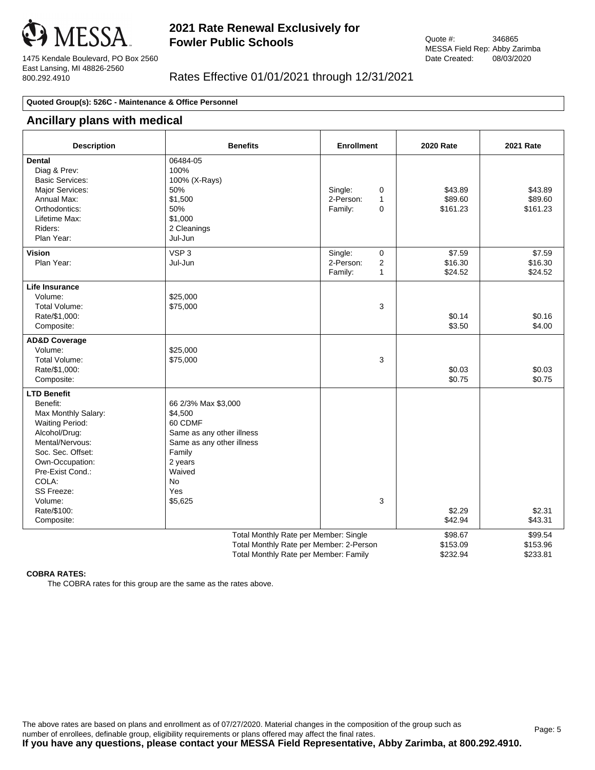# MESSA

1475 Kendale Boulevard, PO Box 2560
East Lansing, MI 48826-2560
800.292.4910

## 2021 Rate Renewal Exclusively for Fowler Public Schools

Rates Effective 01/01/2021 through 12/31/2021

Quote #: 346865
MESSA Field Rep: Abby Zarimba
Date Created: 08/03/2020

**Quoted Group(s): 526C - Maintenance & Office Personnel**

## Ancillary plans with medical

| Description | Benefits | Enrollment | 2020 Rate | 2021 Rate |
|---|---|---|---|---|
| **Dental** | 06484-05 | | | |
| Diag & Prev: | 100% | | | |
| Basic Services: | 100% (X-Rays) | | | |
| Major Services: | 50% | Single: 0 | $43.89 | $43.89 |
| Annual Max: | $1,500 | 2-Person: 1 | $89.60 | $89.60 |
| Orthodontics: | 50% | Family: 0 | $161.23 | $161.23 |
| Lifetime Max: | $1,000 | | | |
| Riders: | 2 Cleanings | | | |
| Plan Year: | Jul-Jun | | | |
| **Vision** | VSP 3 | Single: 0 | $7.59 | $7.59 |
| Plan Year: | Jul-Jun | 2-Person: 2 | $16.30 | $16.30 |
| | | Family: 1 | $24.52 | $24.52 |
| **Life Insurance** | | | | |
| Volume: | $25,000 | | | |
| Total Volume: | $75,000 | 3 | | |
| Rate/$1,000: | | | $0.14 | $0.16 |
| Composite: | | | $3.50 | $4.00 |
| **AD&D Coverage** | | | | |
| Volume: | $25,000 | | | |
| Total Volume: | $75,000 | 3 | | |
| Rate/$1,000: | | | $0.03 | $0.03 |
| Composite: | | | $0.75 | $0.75 |
| **LTD Benefit** | | | | |
| Benefit: | 66 2/3% Max $3,000 | | | |
| Max Monthly Salary: | $4,500 | | | |
| Waiting Period: | 60 CDMF | | | |
| Alcohol/Drug: | Same as any other illness | | | |
| Mental/Nervous: | Same as any other illness | | | |
| Soc. Sec. Offset: | Family | | | |
| Own-Occupation: | 2 years | | | |
| Pre-Exist Cond.: | Waived | | | |
| COLA: | No | | | |
| SS Freeze: | Yes | | | |
| Volume: | $5,625 | 3 | | |
| Rate/$100: | | | $2.29 | $2.31 |
| Composite: | | | $42.94 | $43.31 |
| | Total Monthly Rate per Member: Single | | $98.67 | $99.54 |
| | Total Monthly Rate per Member: 2-Person | | $153.09 | $153.96 |
| | Total Monthly Rate per Member: Family | | $232.94 | $233.81 |

**COBRA RATES:**

The COBRA rates for this group are the same as the rates above.

The above rates are based on plans and enrollment as of 07/27/2020. Material changes in the composition of the group such as number of enrollees, definable group, eligibility requirements or plans offered may affect the final rates.

**If you have any questions, please contact your MESSA Field Representative, Abby Zarimba, at 800.292.4910.**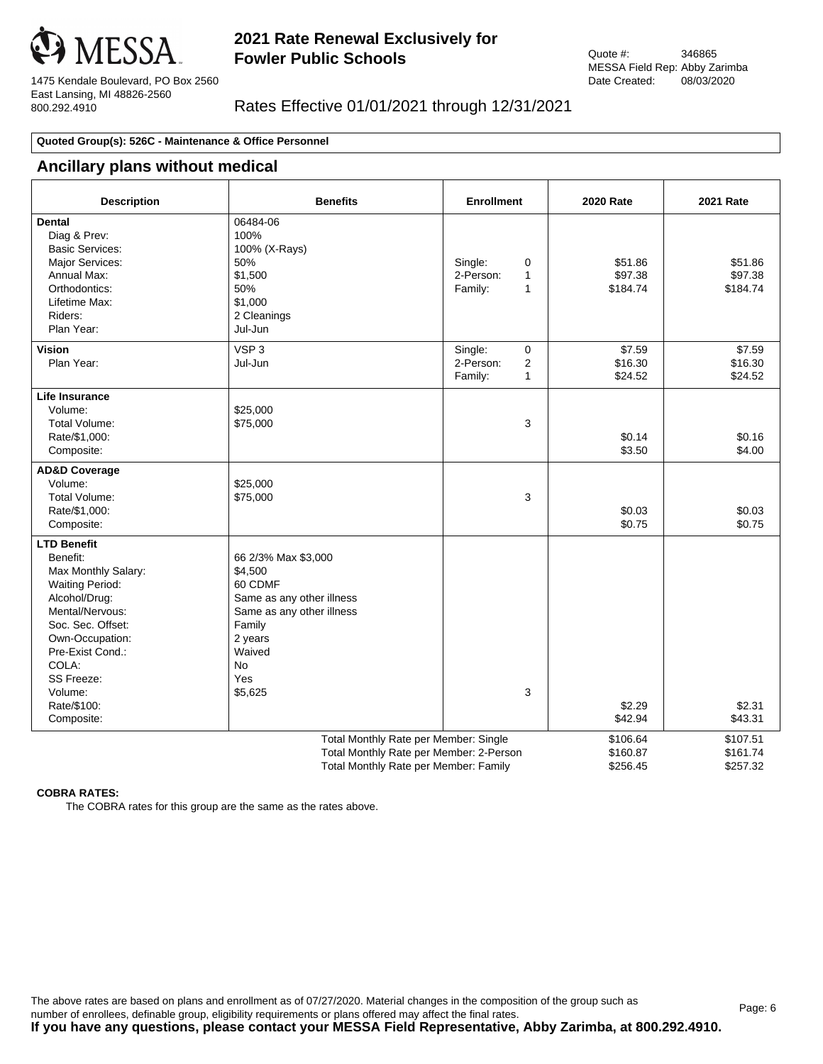MESSA

1475 Kendale Boulevard, PO Box 2560
East Lansing, MI 48826-2560
800.292.4910

# 2021 Rate Renewal Exclusively for Fowler Public Schools

Quote #: 346865
MESSA Field Rep: Abby Zarimba
Date Created: 08/03/2020

Rates Effective 01/01/2021 through 12/31/2021

**Quoted Group(s): 526C - Maintenance & Office Personnel**

## Ancillary plans without medical

| Description | Benefits | Enrollment | 2020 Rate | 2021 Rate |
|---|---|---|---|---|
| **Dental** | 06484-06 | | | |
| Diag & Prev: | 100% | | | |
| Basic Services: | 100% (X-Rays) | | | |
| Major Services: | 50% | Single: 0 | $51.86 | $51.86 |
| Annual Max: | $1,500 | 2-Person: 1 | $97.38 | $97.38 |
| Orthodontics: | 50% | Family: 1 | $184.74 | $184.74 |
| Lifetime Max: | $1,000 | | | |
| Riders: | 2 Cleanings | | | |
| Plan Year: | Jul-Jun | | | |
| **Vision** | VSP 3 | Single: 0 | $7.59 | $7.59 |
| Plan Year: | Jul-Jun | 2-Person: 2 | $16.30 | $16.30 |
| | | Family: 1 | $24.52 | $24.52 |
| **Life Insurance** | | | | |
| Volume: | $25,000 | | | |
| Total Volume: | $75,000 | 3 | | |
| Rate/$1,000: | | | $0.14 | $0.16 |
| Composite: | | | $3.50 | $4.00 |
| **AD&D Coverage** | | | | |
| Volume: | $25,000 | | | |
| Total Volume: | $75,000 | 3 | | |
| Rate/$1,000: | | | $0.03 | $0.03 |
| Composite: | | | $0.75 | $0.75 |
| **LTD Benefit** | | | | |
| Benefit: | 66 2/3% Max $3,000 | | | |
| Max Monthly Salary: | $4,500 | | | |
| Waiting Period: | 60 CDMF | | | |
| Alcohol/Drug: | Same as any other illness | | | |
| Mental/Nervous: | Same as any other illness | | | |
| Soc. Sec. Offset: | Family | | | |
| Own-Occupation: | 2 years | | | |
| Pre-Exist Cond.: | Waived | | | |
| COLA: | No | | | |
| SS Freeze: | Yes | | | |
| Volume: | $5,625 | 3 | | |
| Rate/$100: | | | $2.29 | $2.31 |
| Composite: | | | $42.94 | $43.31 |
| | Total Monthly Rate per Member: Single | | $106.64 | $107.51 |
| | Total Monthly Rate per Member: 2-Person | | $160.87 | $161.74 |
| | Total Monthly Rate per Member: Family | | $256.45 | $257.32 |

**COBRA RATES:**

The COBRA rates for this group are the same as the rates above.

The above rates are based on plans and enrollment as of 07/27/2020. Material changes in the composition of the group such as number of enrollees, definable group, eligibility requirements or plans offered may affect the final rates.

**If you have any questions, please contact your MESSA Field Representative, Abby Zarimba, at 800.292.4910.**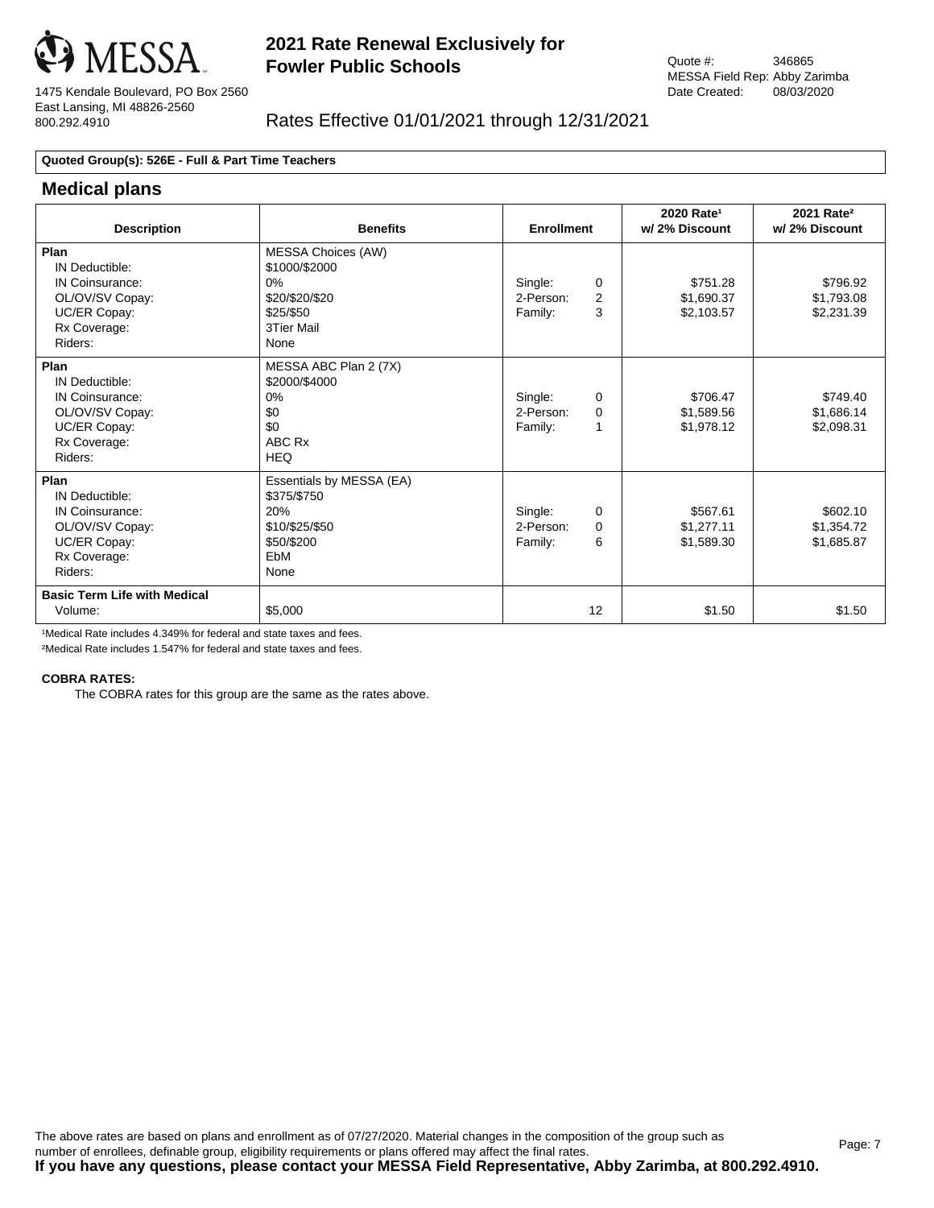MESSA

1475 Kendale Boulevard, PO Box 2560
East Lansing, MI 48826-2560
800.292.4910

# 2021 Rate Renewal Exclusively for Fowler Public Schools

Quote #: 346865
MESSA Field Rep: Abby Zarimba
Date Created: 08/03/2020

Rates Effective 01/01/2021 through 12/31/2021

**Quoted Group(s): 526E - Full & Part Time Teachers**

## Medical plans

| Description | Benefits | Enrollment | | 2020 Rate[1] w/ 2% Discount | 2021 Rate[2] w/ 2% Discount |
|---|---|---|---|---|---|
| **Plan** | MESSA Choices (AW) | | | | |
| IN Deductible: | $1000/$2000 | | | | |
| IN Coinsurance: | 0% | Single: | 0 | $751.28 | $796.92 |
| OL/OV/SV Copay: | $20/$20/$20 | 2-Person: | 2 | $1,690.37 | $1,793.08 |
| UC/ER Copay: | $25/$50 | Family: | 3 | $2,103.57 | $2,231.39 |
| Rx Coverage: | 3Tier Mail | | | | |
| Riders: | None | | | | |
| **Plan** | MESSA ABC Plan 2 (7X) | | | | |
| IN Deductible: | $2000/$4000 | | | | |
| IN Coinsurance: | 0% | Single: | 0 | $706.47 | $749.40 |
| OL/OV/SV Copay: | $0 | 2-Person: | 0 | $1,589.56 | $1,686.14 |
| UC/ER Copay: | $0 | Family: | 1 | $1,978.12 | $2,098.31 |
| Rx Coverage: | ABC Rx | | | | |
| Riders: | HEQ | | | | |
| **Plan** | Essentials by MESSA (EA) | | | | |
| IN Deductible: | $375/$750 | | | | |
| IN Coinsurance: | 20% | Single: | 0 | $567.61 | $602.10 |
| OL/OV/SV Copay: | $10/$25/$50 | 2-Person: | 0 | $1,277.11 | $1,354.72 |
| UC/ER Copay: | $50/$200 | Family: | 6 | $1,589.30 | $1,685.87 |
| Rx Coverage: | EbM | | | | |
| Riders: | None | | | | |
| **Basic Term Life with Medical** | | | | | |
| Volume: | $5,000 | | 12 | $1.50 | $1.50 |

[1]Medical Rate includes 4.349% for federal and state taxes and fees.

[2]Medical Rate includes 1.547% for federal and state taxes and fees.

**COBRA RATES:**

The COBRA rates for this group are the same as the rates above.

The above rates are based on plans and enrollment as of 07/27/2020. Material changes in the composition of the group such as number of enrollees, definable group, eligibility requirements or plans offered may affect the final rates.

**If you have any questions, please contact your MESSA Field Representative, Abby Zarimba, at 800.292.4910.**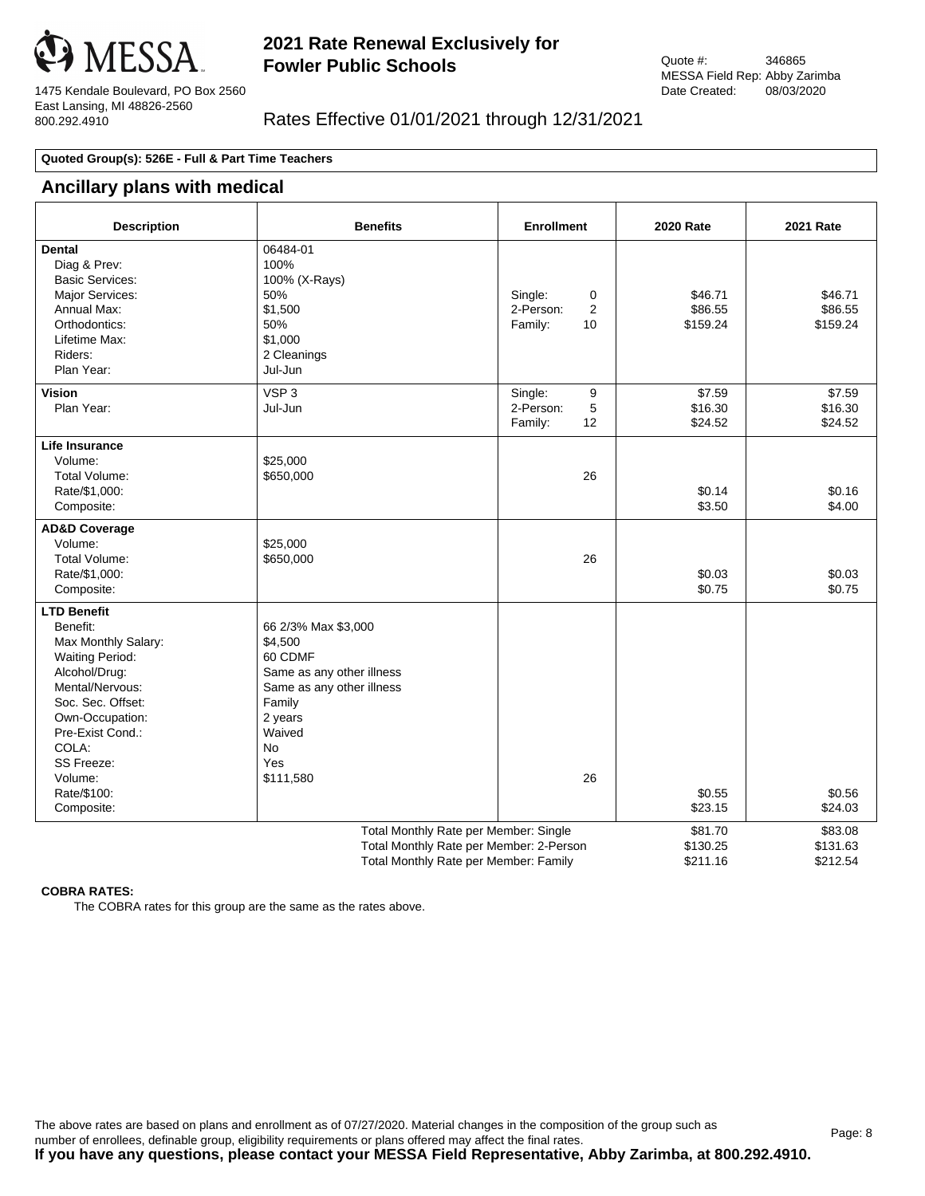MESSA

1475 Kendale Boulevard, PO Box 2560
East Lansing, MI 48826-2560
800.292.4910

# 2021 Rate Renewal Exclusively for Fowler Public Schools

Quote #: 346865
MESSA Field Rep: Abby Zarimba
Date Created: 08/03/2020

Rates Effective 01/01/2021 through 12/31/2021

**Quoted Group(s): 526E - Full & Part Time Teachers**

## Ancillary plans with medical

| Description | Benefits | Enrollment | 2020 Rate | 2021 Rate |
|---|---|---|---|---|
| **Dental** | 06484-01 | | | |
| Diag & Prev: | 100% | | | |
| Basic Services: | 100% (X-Rays) | | | |
| Major Services: | 50% | Single: 0 | $46.71 | $46.71 |
| Annual Max: | $1,500 | 2-Person: 2 | $86.55 | $86.55 |
| Orthodontics: | 50% | Family: 10 | $159.24 | $159.24 |
| Lifetime Max: | $1,000 | | | |
| Riders: | 2 Cleanings | | | |
| Plan Year: | Jul-Jun | | | |
| **Vision** | VSP 3 | Single: 9 | $7.59 | $7.59 |
| Plan Year: | Jul-Jun | 2-Person: 5 | $16.30 | $16.30 |
| | | Family: 12 | $24.52 | $24.52 |
| **Life Insurance** | | | | |
| Volume: | $25,000 | | | |
| Total Volume: | $650,000 | 26 | | |
| Rate/$1,000: | | | $0.14 | $0.16 |
| Composite: | | | $3.50 | $4.00 |
| **AD&D Coverage** | | | | |
| Volume: | $25,000 | | | |
| Total Volume: | $650,000 | 26 | | |
| Rate/$1,000: | | | $0.03 | $0.03 |
| Composite: | | | $0.75 | $0.75 |
| **LTD Benefit** | | | | |
| Benefit: | 66 2/3% Max $3,000 | | | |
| Max Monthly Salary: | $4,500 | | | |
| Waiting Period: | 60 CDMF | | | |
| Alcohol/Drug: | Same as any other illness | | | |
| Mental/Nervous: | Same as any other illness | | | |
| Soc. Sec. Offset: | Family | | | |
| Own-Occupation: | 2 years | | | |
| Pre-Exist Cond.: | Waived | | | |
| COLA: | No | | | |
| SS Freeze: | Yes | | | |
| Volume: | $111,580 | 26 | | |
| Rate/$100: | | | $0.55 | $0.56 |
| Composite: | | | $23.15 | $24.03 |
| | Total Monthly Rate per Member: Single | | $81.70 | $83.08 |
| | Total Monthly Rate per Member: 2-Person | | $130.25 | $131.63 |
| | Total Monthly Rate per Member: Family | | $211.16 | $212.54 |

**COBRA RATES:**

The COBRA rates for this group are the same as the rates above.

The above rates are based on plans and enrollment as of 07/27/2020. Material changes in the composition of the group such as number of enrollees, definable group, eligibility requirements or plans offered may affect the final rates.

**If you have any questions, please contact your MESSA Field Representative, Abby Zarimba, at 800.292.4910.**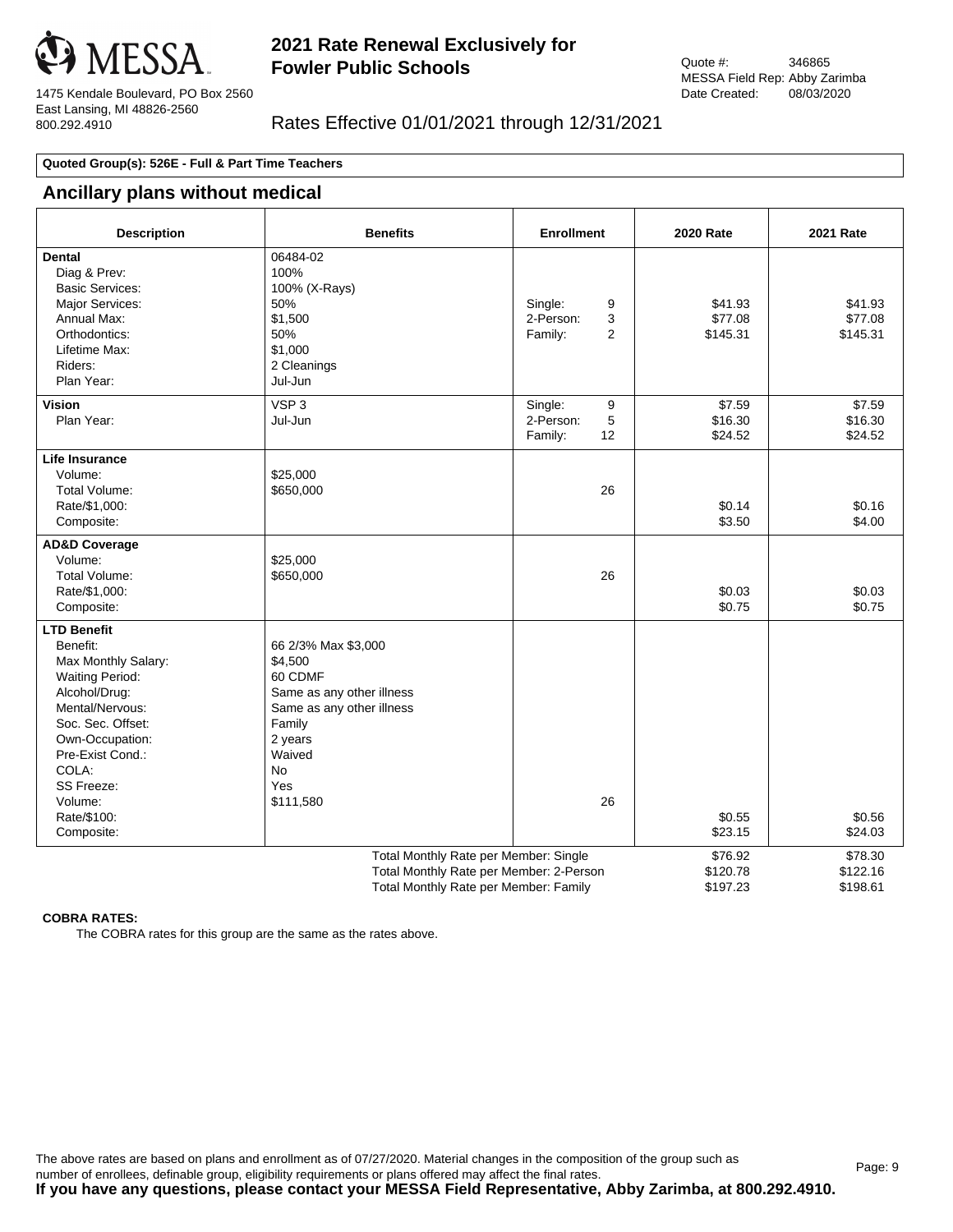# MESSA

1475 Kendale Boulevard, PO Box 2560
East Lansing, MI 48826-2560
800.292.4910

## 2021 Rate Renewal Exclusively for Fowler Public Schools

Quote #: 346865
MESSA Field Rep: Abby Zarimba
Date Created: 08/03/2020

Rates Effective 01/01/2021 through 12/31/2021

**Quoted Group(s): 526E - Full & Part Time Teachers**

## Ancillary plans without medical

| Description | Benefits | Enrollment | 2020 Rate | 2021 Rate |
|---|---|---|---|---|
| **Dental** | 06484-02 | | | |
| Diag & Prev: | 100% | | | |
| Basic Services: | 100% (X-Rays) | | | |
| Major Services: | 50% | Single: 9 | $41.93 | $41.93 |
| Annual Max: | $1,500 | 2-Person: 3 | $77.08 | $77.08 |
| Orthodontics: | 50% | Family: 2 | $145.31 | $145.31 |
| Lifetime Max: | $1,000 | | | |
| Riders: | 2 Cleanings | | | |
| Plan Year: | Jul-Jun | | | |
| **Vision** | VSP 3 | Single: 9 | $7.59 | $7.59 |
| Plan Year: | Jul-Jun | 2-Person: 5 | $16.30 | $16.30 |
| | | Family: 12 | $24.52 | $24.52 |
| **Life Insurance** | | | | |
| Volume: | $25,000 | | | |
| Total Volume: | $650,000 | 26 | | |
| Rate/$1,000: | | | $0.14 | $0.16 |
| Composite: | | | $3.50 | $4.00 |
| **AD&D Coverage** | | | | |
| Volume: | $25,000 | | | |
| Total Volume: | $650,000 | 26 | | |
| Rate/$1,000: | | | $0.03 | $0.03 |
| Composite: | | | $0.75 | $0.75 |
| **LTD Benefit** | | | | |
| Benefit: | 66 2/3% Max $3,000 | | | |
| Max Monthly Salary: | $4,500 | | | |
| Waiting Period: | 60 CDMF | | | |
| Alcohol/Drug: | Same as any other illness | | | |
| Mental/Nervous: | Same as any other illness | | | |
| Soc. Sec. Offset: | Family | | | |
| Own-Occupation: | 2 years | | | |
| Pre-Exist Cond.: | Waived | | | |
| COLA: | No | | | |
| SS Freeze: | Yes | | | |
| Volume: | $111,580 | 26 | | |
| Rate/$100: | | | $0.55 | $0.56 |
| Composite: | | | $23.15 | $24.03 |
| | Total Monthly Rate per Member: Single | | $76.92 | $78.30 |
| | Total Monthly Rate per Member: 2-Person | | $120.78 | $122.16 |
| | Total Monthly Rate per Member: Family | | $197.23 | $198.61 |

**COBRA RATES:**

The COBRA rates for this group are the same as the rates above.

The above rates are based on plans and enrollment as of 07/27/2020. Material changes in the composition of the group such as number of enrollees, definable group, eligibility requirements or plans offered may affect the final rates.

**If you have any questions, please contact your MESSA Field Representative, Abby Zarimba, at 800.292.4910.**